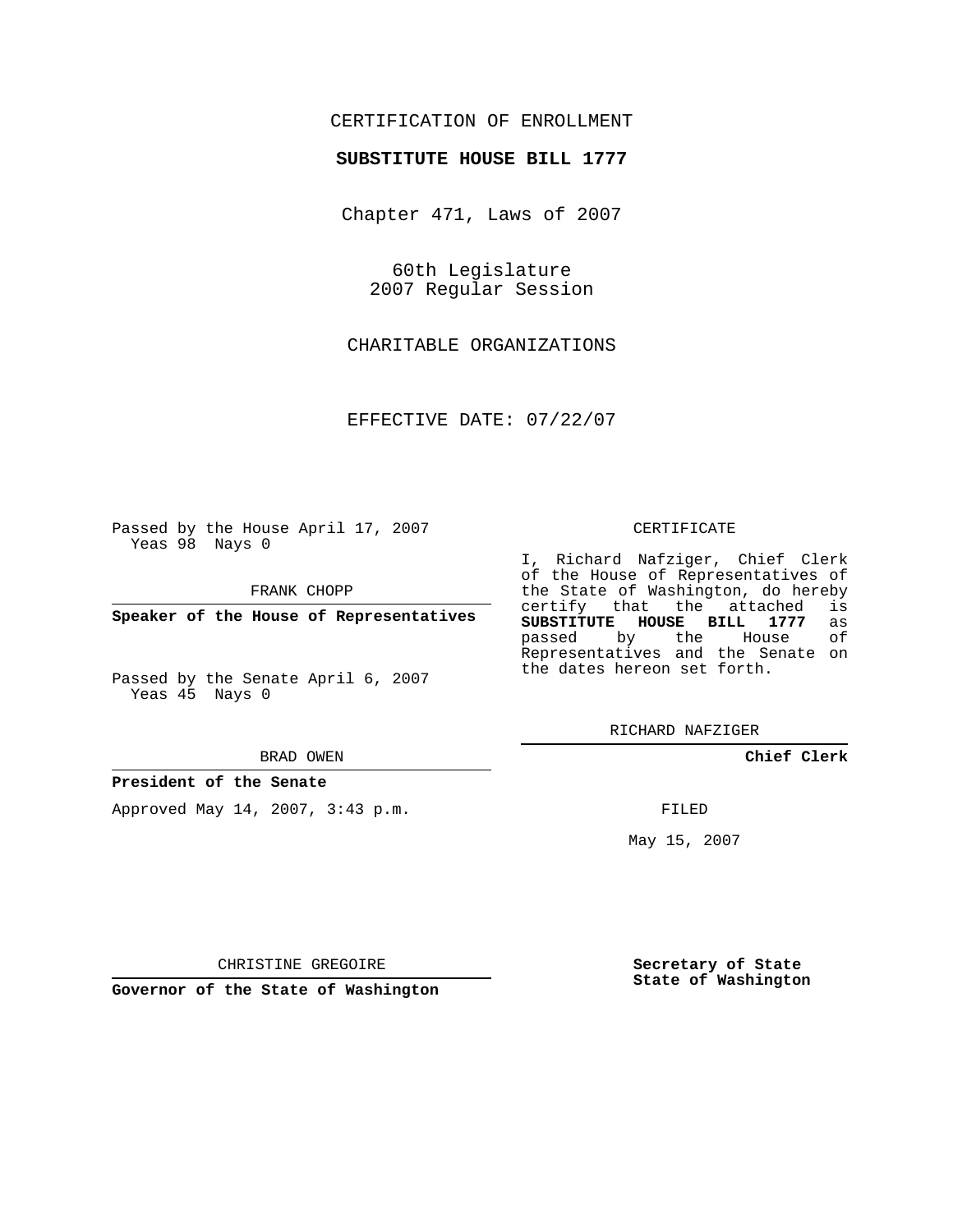CERTIFICATION OF ENROLLMENT

**SUBSTITUTE HOUSE BILL 1777**

Chapter 471, Laws of 2007

60th Legislature
2007 Regular Session

CHARITABLE ORGANIZATIONS

EFFECTIVE DATE: 07/22/07

Passed by the House April 17, 2007
Yeas 98 Nays 0

FRANK CHOPP

**Speaker of the House of Representatives**

Passed by the Senate April 6, 2007
Yeas 45 Nays 0

BRAD OWEN

**President of the Senate**

Approved May 14, 2007, 3:43 p.m.

CHRISTINE GREGOIRE

**Governor of the State of Washington**

CERTIFICATE

I, Richard Nafziger, Chief Clerk of the House of Representatives of the State of Washington, do hereby certify that the attached is **SUBSTITUTE HOUSE BILL 1777** as passed by the House of Representatives and the Senate on the dates hereon set forth.

RICHARD NAFZIGER

**Chief Clerk**

FILED

May 15, 2007

**Secretary of State**
**State of Washington**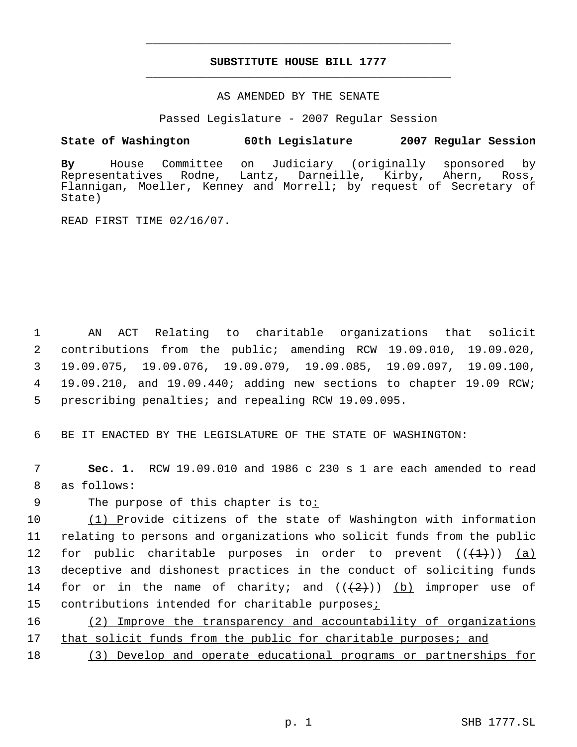# SUBSTITUTE HOUSE BILL 1777

AS AMENDED BY THE SENATE

Passed Legislature - 2007 Regular Session

**State of Washington 60th Legislature 2007 Regular Session**

**By** House Committee on Judiciary (originally sponsored by Representatives Rodne, Lantz, Darneille, Kirby, Ahern, Ross, Flannigan, Moeller, Kenney and Morrell; by request of Secretary of State)

READ FIRST TIME 02/16/07.

AN ACT Relating to charitable organizations that solicit contributions from the public; amending RCW 19.09.010, 19.09.020, 19.09.075, 19.09.076, 19.09.079, 19.09.085, 19.09.097, 19.09.100, 19.09.210, and 19.09.440; adding new sections to chapter 19.09 RCW; prescribing penalties; and repealing RCW 19.09.095.

BE IT ENACTED BY THE LEGISLATURE OF THE STATE OF WASHINGTON:

**Sec. 1.** RCW 19.09.010 and 1986 c 230 s 1 are each amended to read as follows:

The purpose of this chapter is to:

(1) Provide citizens of the state of Washington with information relating to persons and organizations who solicit funds from the public for public charitable purposes in order to prevent ((~~(1)~~)) (a) deceptive and dishonest practices in the conduct of soliciting funds for or in the name of charity; and ((~~(2)~~)) (b) improper use of contributions intended for charitable purposes;

(2) Improve the transparency and accountability of organizations that solicit funds from the public for charitable purposes; and

(3) Develop and operate educational programs or partnerships for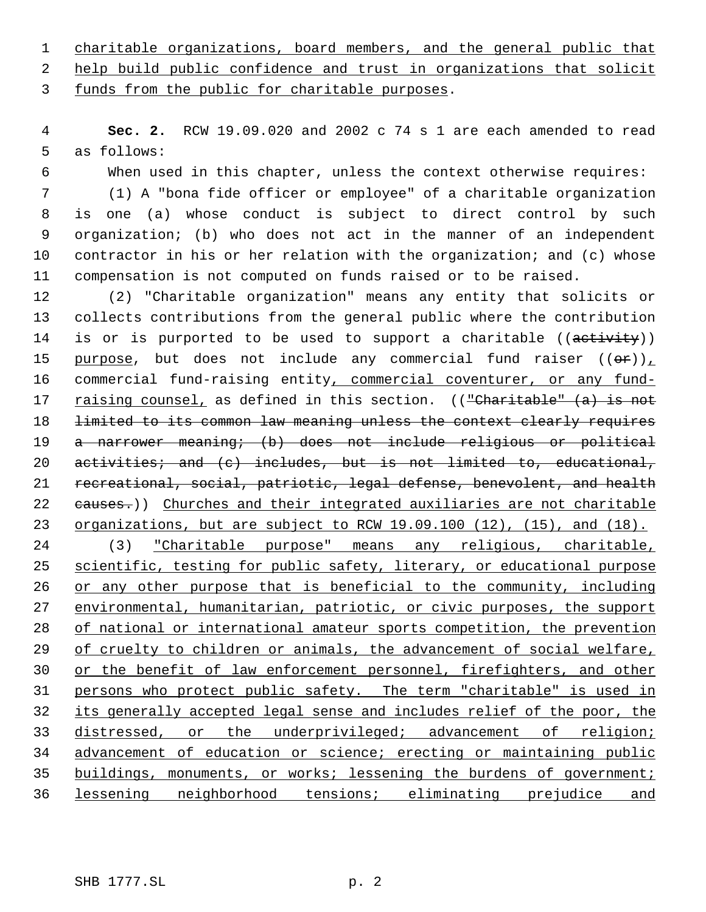charitable organizations, board members, and the general public that help build public confidence and trust in organizations that solicit funds from the public for charitable purposes.

**Sec. 2.** RCW 19.09.020 and 2002 c 74 s 1 are each amended to read as follows:

When used in this chapter, unless the context otherwise requires:

(1) A "bona fide officer or employee" of a charitable organization is one (a) whose conduct is subject to direct control by such organization; (b) who does not act in the manner of an independent contractor in his or her relation with the organization; and (c) whose compensation is not computed on funds raised or to be raised.

(2) "Charitable organization" means any entity that solicits or collects contributions from the general public where the contribution is or is purported to be used to support a charitable ((activity)) purpose, but does not include any commercial fund raiser ((or)), commercial fund-raising entity, commercial coventurer, or any fund-raising counsel, as defined in this section. (("Charitable" (a) is not limited to its common law meaning unless the context clearly requires a narrower meaning; (b) does not include religious or political activities; and (c) includes, but is not limited to, educational, recreational, social, patriotic, legal defense, benevolent, and health causes.)) Churches and their integrated auxiliaries are not charitable organizations, but are subject to RCW 19.09.100 (12), (15), and (18).

(3) "Charitable purpose" means any religious, charitable, scientific, testing for public safety, literary, or educational purpose or any other purpose that is beneficial to the community, including environmental, humanitarian, patriotic, or civic purposes, the support of national or international amateur sports competition, the prevention of cruelty to children or animals, the advancement of social welfare, or the benefit of law enforcement personnel, firefighters, and other persons who protect public safety. The term "charitable" is used in its generally accepted legal sense and includes relief of the poor, the distressed, or the underprivileged; advancement of religion; advancement of education or science; erecting or maintaining public buildings, monuments, or works; lessening the burdens of government; lessening neighborhood tensions; eliminating prejudice and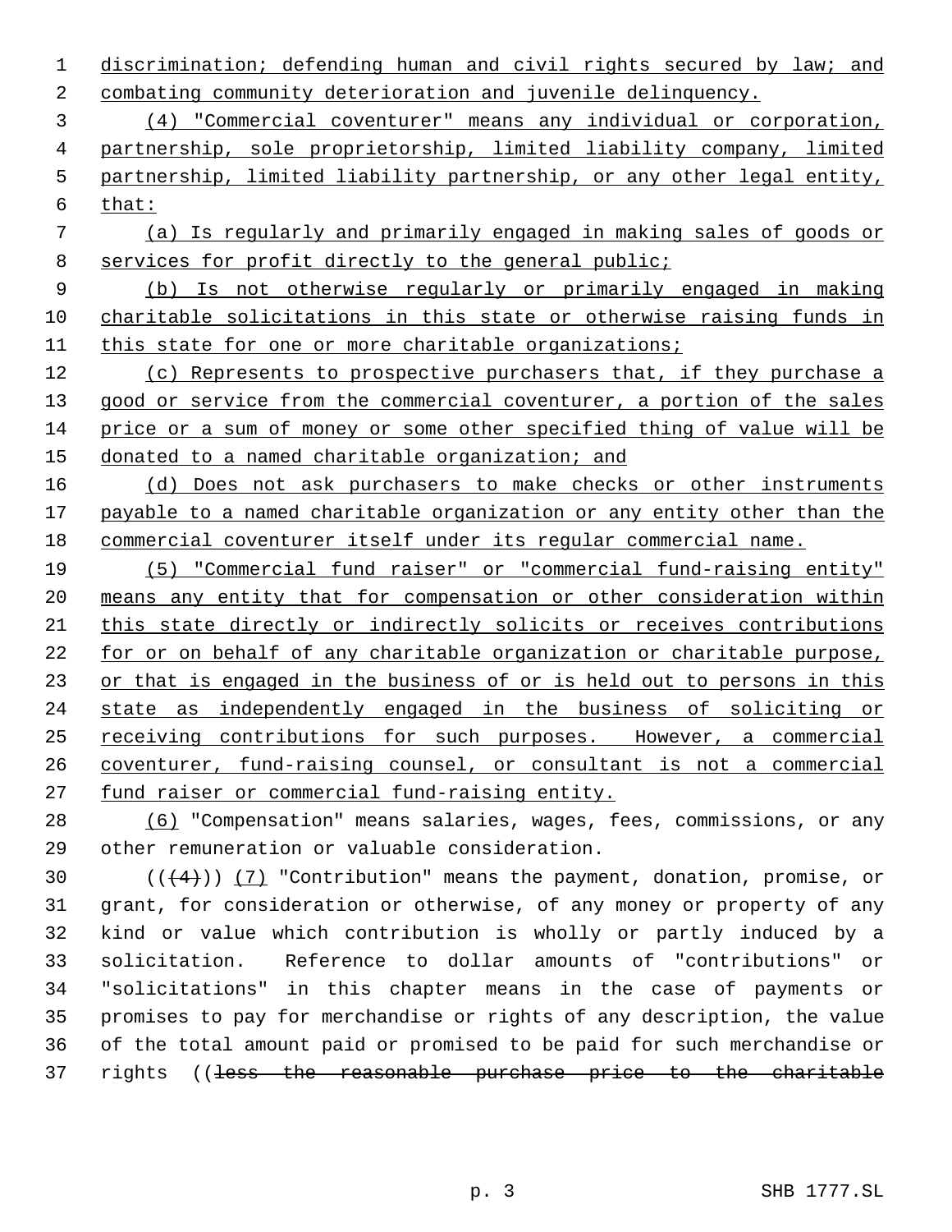discrimination; defending human and civil rights secured by law; and combating community deterioration and juvenile delinquency.

(4) "Commercial coventurer" means any individual or corporation, partnership, sole proprietorship, limited liability company, limited partnership, limited liability partnership, or any other legal entity, that:

(a) Is regularly and primarily engaged in making sales of goods or services for profit directly to the general public;

(b) Is not otherwise regularly or primarily engaged in making charitable solicitations in this state or otherwise raising funds in this state for one or more charitable organizations;

(c) Represents to prospective purchasers that, if they purchase a good or service from the commercial coventurer, a portion of the sales price or a sum of money or some other specified thing of value will be donated to a named charitable organization; and

(d) Does not ask purchasers to make checks or other instruments payable to a named charitable organization or any entity other than the commercial coventurer itself under its regular commercial name.

(5) "Commercial fund raiser" or "commercial fund-raising entity" means any entity that for compensation or other consideration within this state directly or indirectly solicits or receives contributions for or on behalf of any charitable organization or charitable purpose, or that is engaged in the business of or is held out to persons in this state as independently engaged in the business of soliciting or receiving contributions for such purposes. However, a commercial coventurer, fund-raising counsel, or consultant is not a commercial fund raiser or commercial fund-raising entity.

(6) "Compensation" means salaries, wages, fees, commissions, or any other remuneration or valuable consideration.

(((4))) (7) "Contribution" means the payment, donation, promise, or grant, for consideration or otherwise, of any money or property of any kind or value which contribution is wholly or partly induced by a solicitation. Reference to dollar amounts of "contributions" or "solicitations" in this chapter means in the case of payments or promises to pay for merchandise or rights of any description, the value of the total amount paid or promised to be paid for such merchandise or rights ((less the reasonable purchase price to the charitable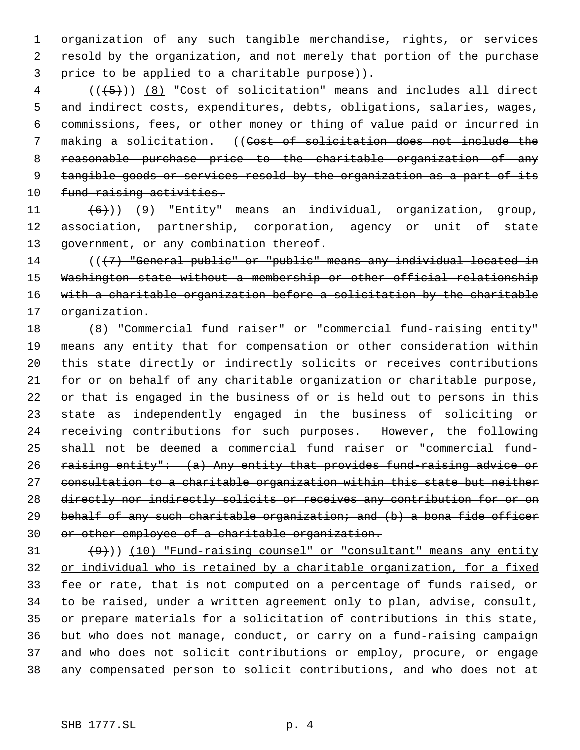organization of any such tangible merchandise, rights, or services resold by the organization, and not merely that portion of the purchase price to be applied to a charitable purpose)).

((~~(5)~~)) (8) "Cost of solicitation" means and includes all direct and indirect costs, expenditures, debts, obligations, salaries, wages, commissions, fees, or other money or thing of value paid or incurred in making a solicitation. ((~~Cost of solicitation does not include the reasonable purchase price to the charitable organization of any tangible goods or services resold by the organization as a part of its fund raising activities.~~

~~(6)~~)) (9) "Entity" means an individual, organization, group, association, partnership, corporation, agency or unit of state government, or any combination thereof.

((~~(7) "General public" or "public" means any individual located in Washington state without a membership or other official relationship with a charitable organization before a solicitation by the charitable organization.~~

~~(8) "Commercial fund raiser" or "commercial fund-raising entity" means any entity that for compensation or other consideration within this state directly or indirectly solicits or receives contributions for or on behalf of any charitable organization or charitable purpose, or that is engaged in the business of or is held out to persons in this state as independently engaged in the business of soliciting or receiving contributions for such purposes. However, the following shall not be deemed a commercial fund raiser or "commercial fund-raising entity": (a) Any entity that provides fund-raising advice or consultation to a charitable organization within this state but neither directly nor indirectly solicits or receives any contribution for or on behalf of any such charitable organization; and (b) a bona fide officer or other employee of a charitable organization.~~

~~(9)~~)) (10) "Fund-raising counsel" or "consultant" means any entity or individual who is retained by a charitable organization, for a fixed fee or rate, that is not computed on a percentage of funds raised, or to be raised, under a written agreement only to plan, advise, consult, or prepare materials for a solicitation of contributions in this state, but who does not manage, conduct, or carry on a fund-raising campaign and who does not solicit contributions or employ, procure, or engage any compensated person to solicit contributions, and who does not at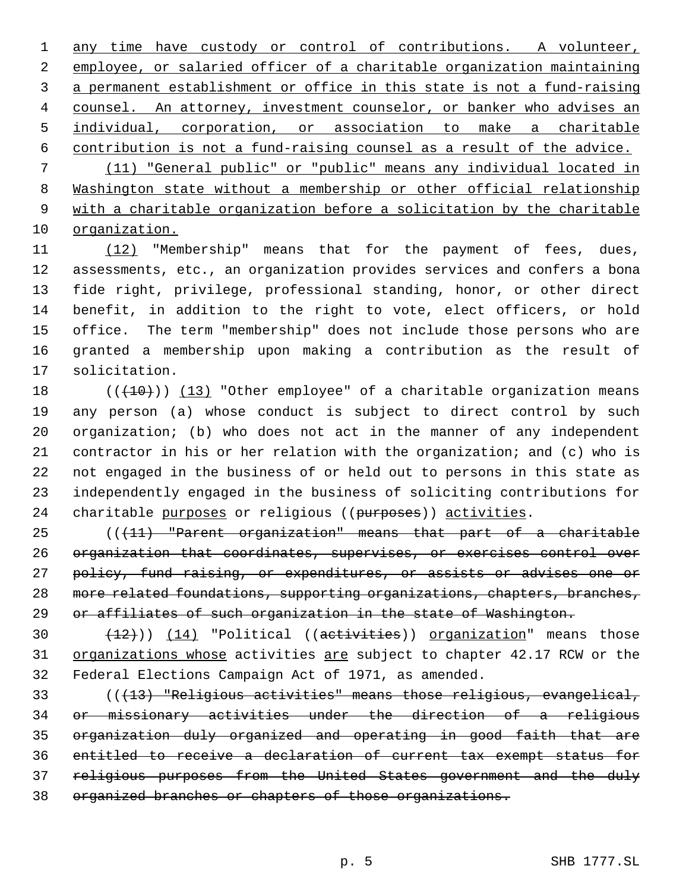any time have custody or control of contributions. A volunteer, employee, or salaried officer of a charitable organization maintaining a permanent establishment or office in this state is not a fund-raising counsel. An attorney, investment counselor, or banker who advises an individual, corporation, or association to make a charitable contribution is not a fund-raising counsel as a result of the advice.

(11) "General public" or "public" means any individual located in Washington state without a membership or other official relationship with a charitable organization before a solicitation by the charitable organization.

(12) "Membership" means that for the payment of fees, dues, assessments, etc., an organization provides services and confers a bona fide right, privilege, professional standing, honor, or other direct benefit, in addition to the right to vote, elect officers, or hold office. The term "membership" does not include those persons who are granted a membership upon making a contribution as the result of solicitation.

(((10))) (13) "Other employee" of a charitable organization means any person (a) whose conduct is subject to direct control by such organization; (b) who does not act in the manner of any independent contractor in his or her relation with the organization; and (c) who is not engaged in the business of or held out to persons in this state as independently engaged in the business of soliciting contributions for charitable purposes or religious ((purposes)) activities.

~~(((11) "Parent organization" means that part of a charitable organization that coordinates, supervises, or exercises control over policy, fund raising, or expenditures, or assists or advises one or more related foundations, supporting organizations, chapters, branches, or affiliates of such organization in the state of Washington.~~

~~(12)~~)) (14) "Political ((~~activities~~)) organization" means those organizations whose activities are subject to chapter 42.17 RCW or the Federal Elections Campaign Act of 1971, as amended.

~~(((13) "Religious activities" means those religious, evangelical, or missionary activities under the direction of a religious organization duly organized and operating in good faith that are entitled to receive a declaration of current tax exempt status for religious purposes from the United States government and the duly organized branches or chapters of those organizations.~~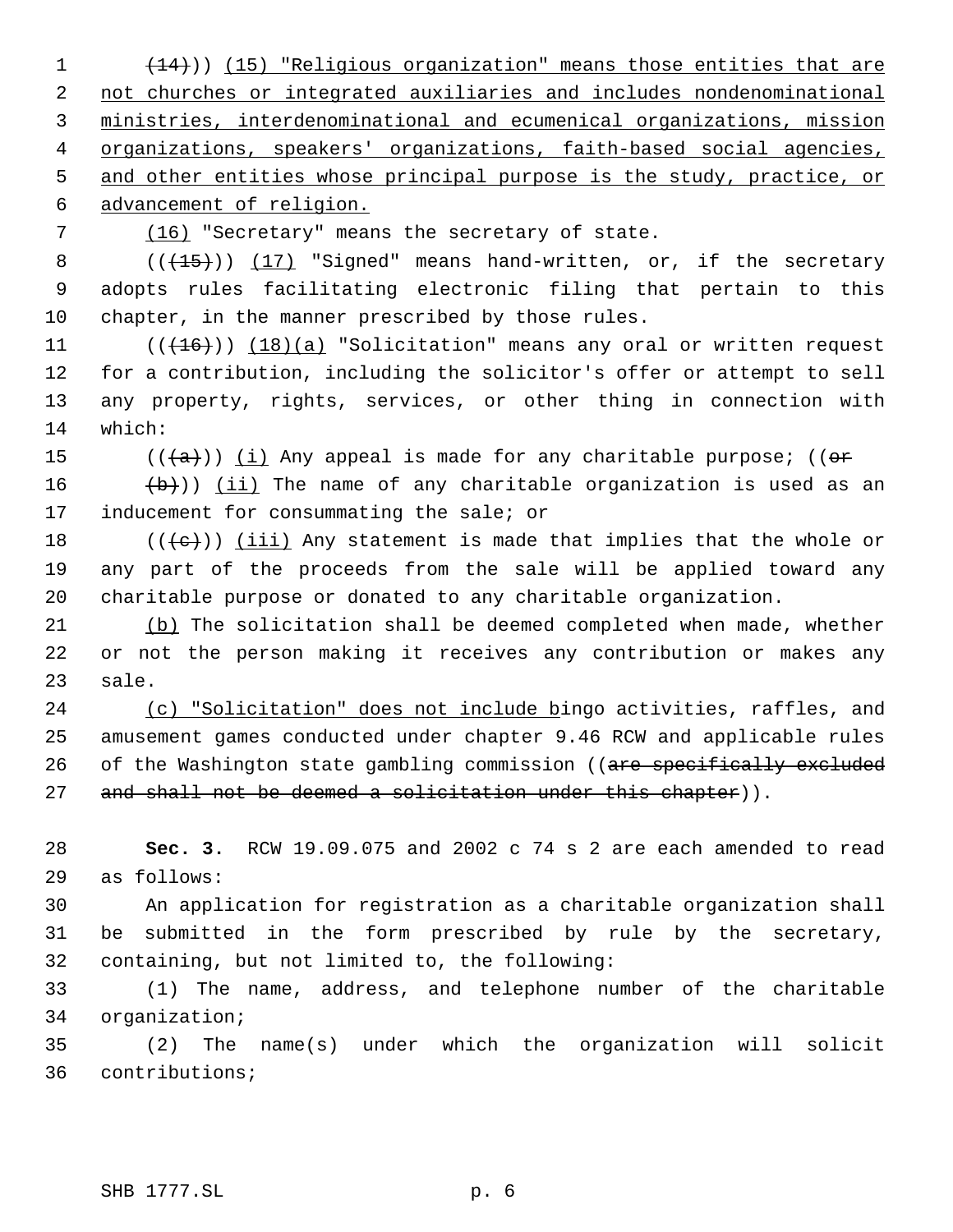((~~(14)~~)) <u>(15) "Religious organization" means those entities that are not churches or integrated auxiliaries and includes nondenominational ministries, interdenominational and ecumenical organizations, mission organizations, speakers' organizations, faith-based social agencies, and other entities whose principal purpose is the study, practice, or advancement of religion.</u>

<u>(16)</u> "Secretary" means the secretary of state.

((~~(15)~~)) <u>(17)</u> "Signed" means hand-written, or, if the secretary adopts rules facilitating electronic filing that pertain to this chapter, in the manner prescribed by those rules.

((~~(16)~~)) <u>(18)(a)</u> "Solicitation" means any oral or written request for a contribution, including the solicitor's offer or attempt to sell any property, rights, services, or other thing in connection with which:

((~~(a)~~)) <u>(i)</u> Any appeal is made for any charitable purpose; ((~~or~~

~~(b)~~)) <u>(ii)</u> The name of any charitable organization is used as an inducement for consummating the sale; or

((~~(c)~~)) <u>(iii)</u> Any statement is made that implies that the whole or any part of the proceeds from the sale will be applied toward any charitable purpose or donated to any charitable organization.

<u>(b)</u> The solicitation shall be deemed completed when made, whether or not the person making it receives any contribution or makes any sale.

<u>(c) "Solicitation" does not include b</u>ingo activities, raffles, and amusement games conducted under chapter 9.46 RCW and applicable rules of the Washington state gambling commission ((~~are specifically excluded and shall not be deemed a solicitation under this chapter~~)).

**Sec. 3.** RCW 19.09.075 and 2002 c 74 s 2 are each amended to read as follows:

An application for registration as a charitable organization shall be submitted in the form prescribed by rule by the secretary, containing, but not limited to, the following:

(1) The name, address, and telephone number of the charitable organization;

(2) The name(s) under which the organization will solicit contributions;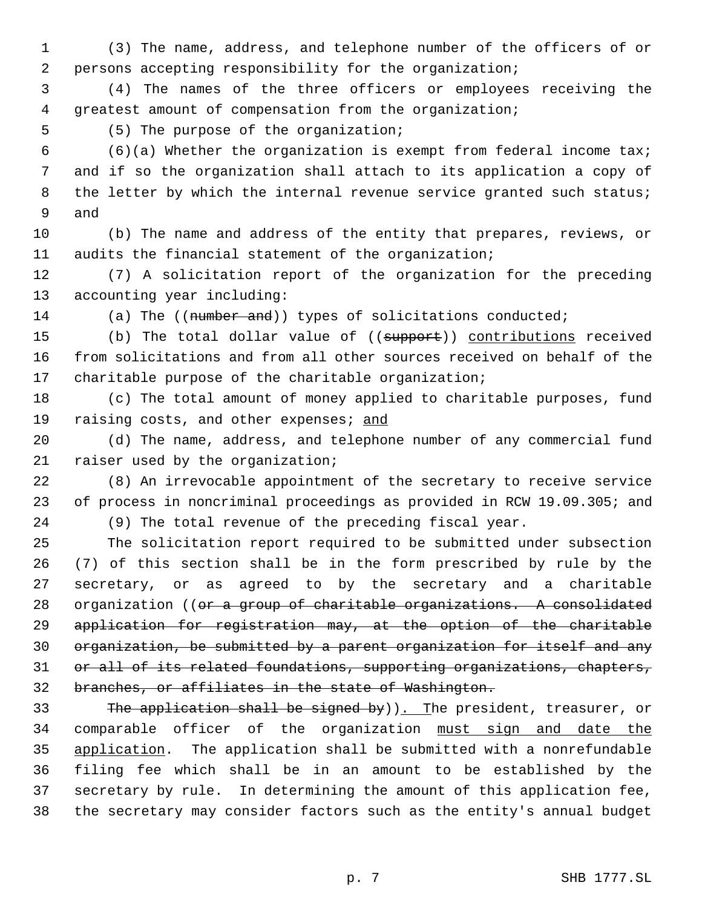(3) The name, address, and telephone number of the officers of or persons accepting responsibility for the organization;

(4) The names of the three officers or employees receiving the greatest amount of compensation from the organization;

(5) The purpose of the organization;

(6)(a) Whether the organization is exempt from federal income tax; and if so the organization shall attach to its application a copy of the letter by which the internal revenue service granted such status; and

(b) The name and address of the entity that prepares, reviews, or audits the financial statement of the organization;

(7) A solicitation report of the organization for the preceding accounting year including:

(a) The ((~~number and~~)) types of solicitations conducted;

(b) The total dollar value of ((~~support~~)) <u>contributions</u> received from solicitations and from all other sources received on behalf of the charitable purpose of the charitable organization;

(c) The total amount of money applied to charitable purposes, fund raising costs, and other expenses; <u>and</u>

(d) The name, address, and telephone number of any commercial fund raiser used by the organization;

(8) An irrevocable appointment of the secretary to receive service of process in noncriminal proceedings as provided in RCW 19.09.305; and

(9) The total revenue of the preceding fiscal year.

The solicitation report required to be submitted under subsection (7) of this section shall be in the form prescribed by rule by the secretary, or as agreed to by the secretary and a charitable organization ((~~or a group of charitable organizations. A consolidated application for registration may, at the option of the charitable organization, be submitted by a parent organization for itself and any or all of its related foundations, supporting organizations, chapters, branches, or affiliates in the state of Washington.~~

~~The application shall be signed by~~))<u>. T</u>he president, treasurer, or comparable officer of the organization <u>must sign and date the application</u>. The application shall be submitted with a nonrefundable filing fee which shall be in an amount to be established by the secretary by rule. In determining the amount of this application fee, the secretary may consider factors such as the entity's annual budget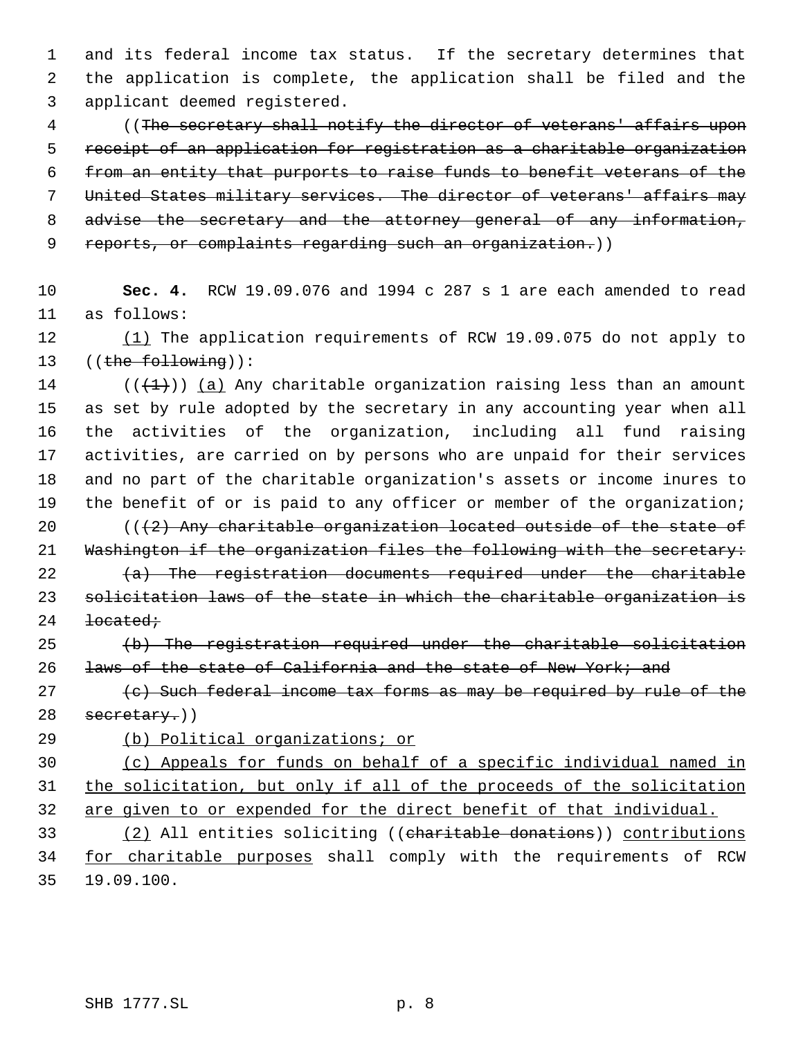and its federal income tax status. If the secretary determines that the application is complete, the application shall be filed and the applicant deemed registered.

((~~The secretary shall notify the director of veterans' affairs upon receipt of an application for registration as a charitable organization from an entity that purports to raise funds to benefit veterans of the United States military services. The director of veterans' affairs may advise the secretary and the attorney general of any information, reports, or complaints regarding such an organization.~~))

**Sec. 4.** RCW 19.09.076 and 1994 c 287 s 1 are each amended to read as follows:

<u>(1)</u> The application requirements of RCW 19.09.075 do not apply to ((~~the following~~)):

((~~(1)~~)) <u>(a)</u> Any charitable organization raising less than an amount as set by rule adopted by the secretary in any accounting year when all the activities of the organization, including all fund raising activities, are carried on by persons who are unpaid for their services and no part of the charitable organization's assets or income inures to the benefit of or is paid to any officer or member of the organization;

((~~(2) Any charitable organization located outside of the state of Washington if the organization files the following with the secretary:~~

~~(a) The registration documents required under the charitable solicitation laws of the state in which the charitable organization is located;~~

~~(b) The registration required under the charitable solicitation laws of the state of California and the state of New York; and~~

~~(c) Such federal income tax forms as may be required by rule of the secretary.~~))

<u>(b) Political organizations; or</u>

<u>(c) Appeals for funds on behalf of a specific individual named in the solicitation, but only if all of the proceeds of the solicitation are given to or expended for the direct benefit of that individual.</u>

<u>(2)</u> All entities soliciting ((~~charitable donations~~)) <u>contributions for charitable purposes</u> shall comply with the requirements of RCW 19.09.100.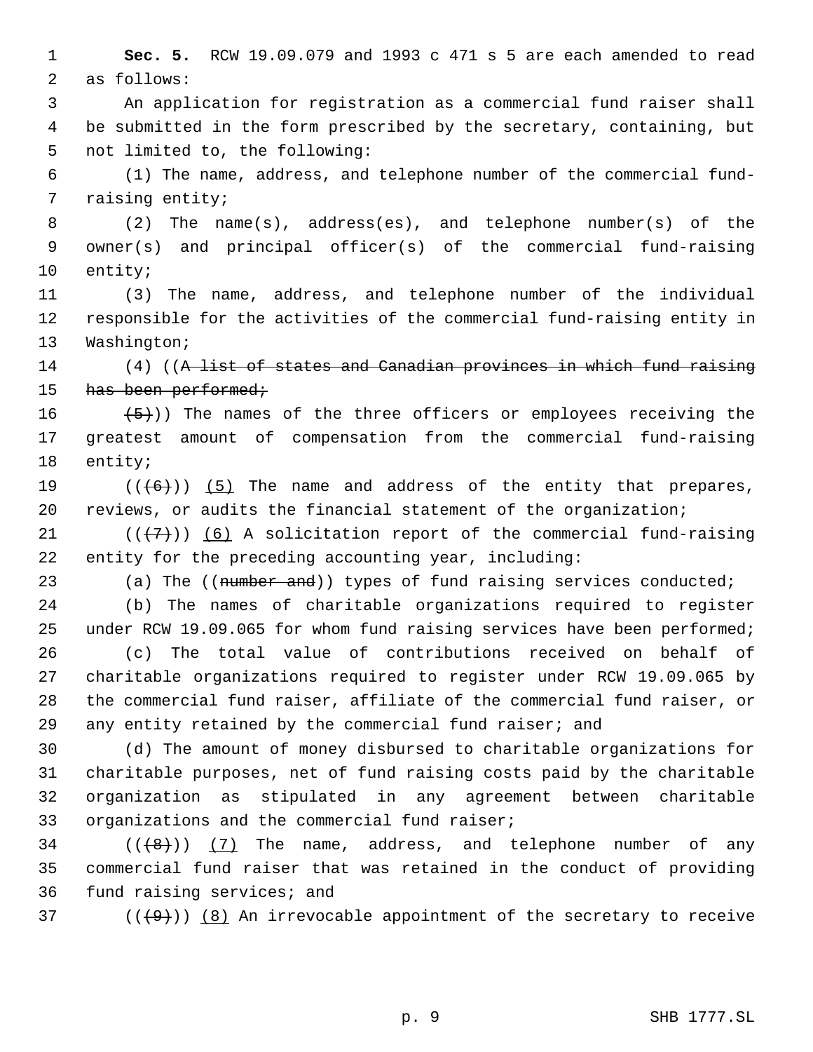**Sec. 5.** RCW 19.09.079 and 1993 c 471 s 5 are each amended to read as follows:

An application for registration as a commercial fund raiser shall be submitted in the form prescribed by the secretary, containing, but not limited to, the following:

(1) The name, address, and telephone number of the commercial fund-raising entity;

(2) The name(s), address(es), and telephone number(s) of the owner(s) and principal officer(s) of the commercial fund-raising entity;

(3) The name, address, and telephone number of the individual responsible for the activities of the commercial fund-raising entity in Washington;

(4) ((~~A list of states and Canadian provinces in which fund raising has been performed;~~

~~(5)~~)) The names of the three officers or employees receiving the greatest amount of compensation from the commercial fund-raising entity;

((~~(6)~~)) (5) The name and address of the entity that prepares, reviews, or audits the financial statement of the organization;

((~~(7)~~)) (6) A solicitation report of the commercial fund-raising entity for the preceding accounting year, including:

(a) The ((~~number and~~)) types of fund raising services conducted;

(b) The names of charitable organizations required to register under RCW 19.09.065 for whom fund raising services have been performed;

(c) The total value of contributions received on behalf of charitable organizations required to register under RCW 19.09.065 by the commercial fund raiser, affiliate of the commercial fund raiser, or any entity retained by the commercial fund raiser; and

(d) The amount of money disbursed to charitable organizations for charitable purposes, net of fund raising costs paid by the charitable organization as stipulated in any agreement between charitable organizations and the commercial fund raiser;

((~~(8)~~)) (7) The name, address, and telephone number of any commercial fund raiser that was retained in the conduct of providing fund raising services; and

((~~(9)~~)) (8) An irrevocable appointment of the secretary to receive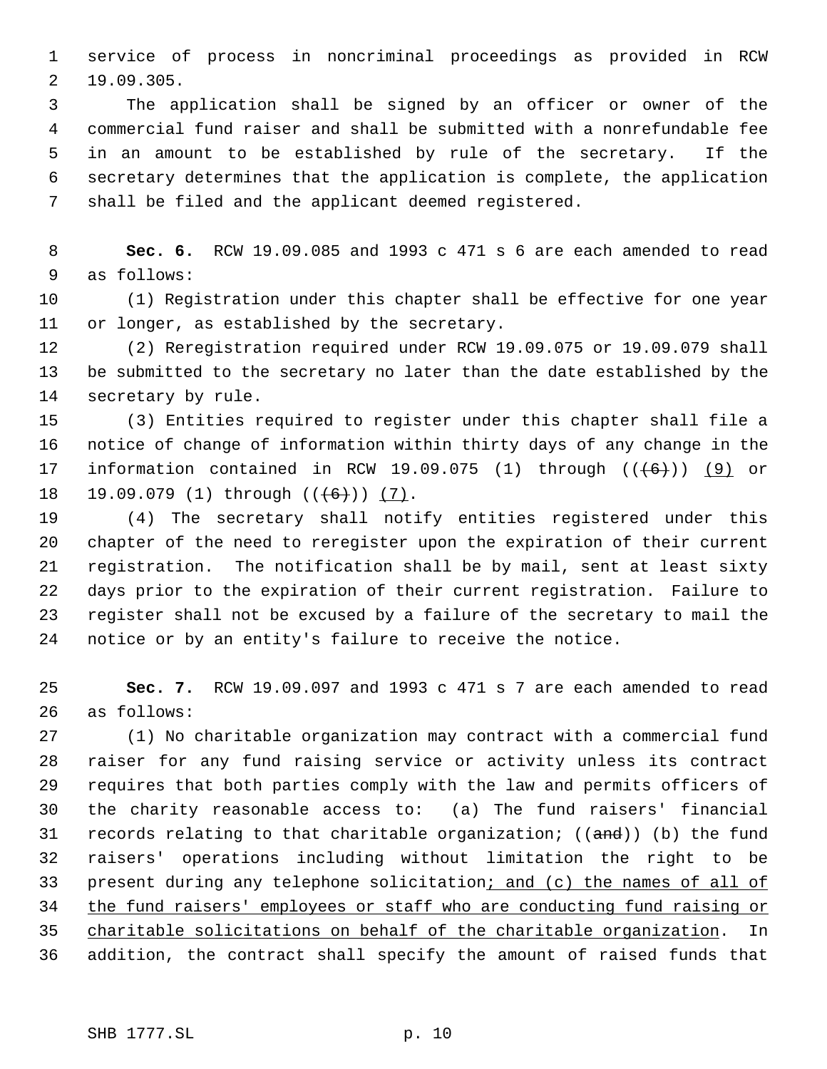service of process in noncriminal proceedings as provided in RCW 19.09.305.

The application shall be signed by an officer or owner of the commercial fund raiser and shall be submitted with a nonrefundable fee in an amount to be established by rule of the secretary. If the secretary determines that the application is complete, the application shall be filed and the applicant deemed registered.

**Sec. 6.** RCW 19.09.085 and 1993 c 471 s 6 are each amended to read as follows:

(1) Registration under this chapter shall be effective for one year or longer, as established by the secretary.

(2) Reregistration required under RCW 19.09.075 or 19.09.079 shall be submitted to the secretary no later than the date established by the secretary by rule.

(3) Entities required to register under this chapter shall file a notice of change of information within thirty days of any change in the information contained in RCW 19.09.075 (1) through ((~~(6)~~)) <u>(9)</u> or 19.09.079 (1) through ((~~(6)~~)) <u>(7)</u>.

(4) The secretary shall notify entities registered under this chapter of the need to reregister upon the expiration of their current registration. The notification shall be by mail, sent at least sixty days prior to the expiration of their current registration. Failure to register shall not be excused by a failure of the secretary to mail the notice or by an entity's failure to receive the notice.

**Sec. 7.** RCW 19.09.097 and 1993 c 471 s 7 are each amended to read as follows:

(1) No charitable organization may contract with a commercial fund raiser for any fund raising service or activity unless its contract requires that both parties comply with the law and permits officers of the charity reasonable access to: (a) The fund raisers' financial records relating to that charitable organization; ((~~and~~)) (b) the fund raisers' operations including without limitation the right to be present during any telephone solicitation<u>; and (c) the names of all of the fund raisers' employees or staff who are conducting fund raising or charitable solicitations on behalf of the charitable organization</u>. In addition, the contract shall specify the amount of raised funds that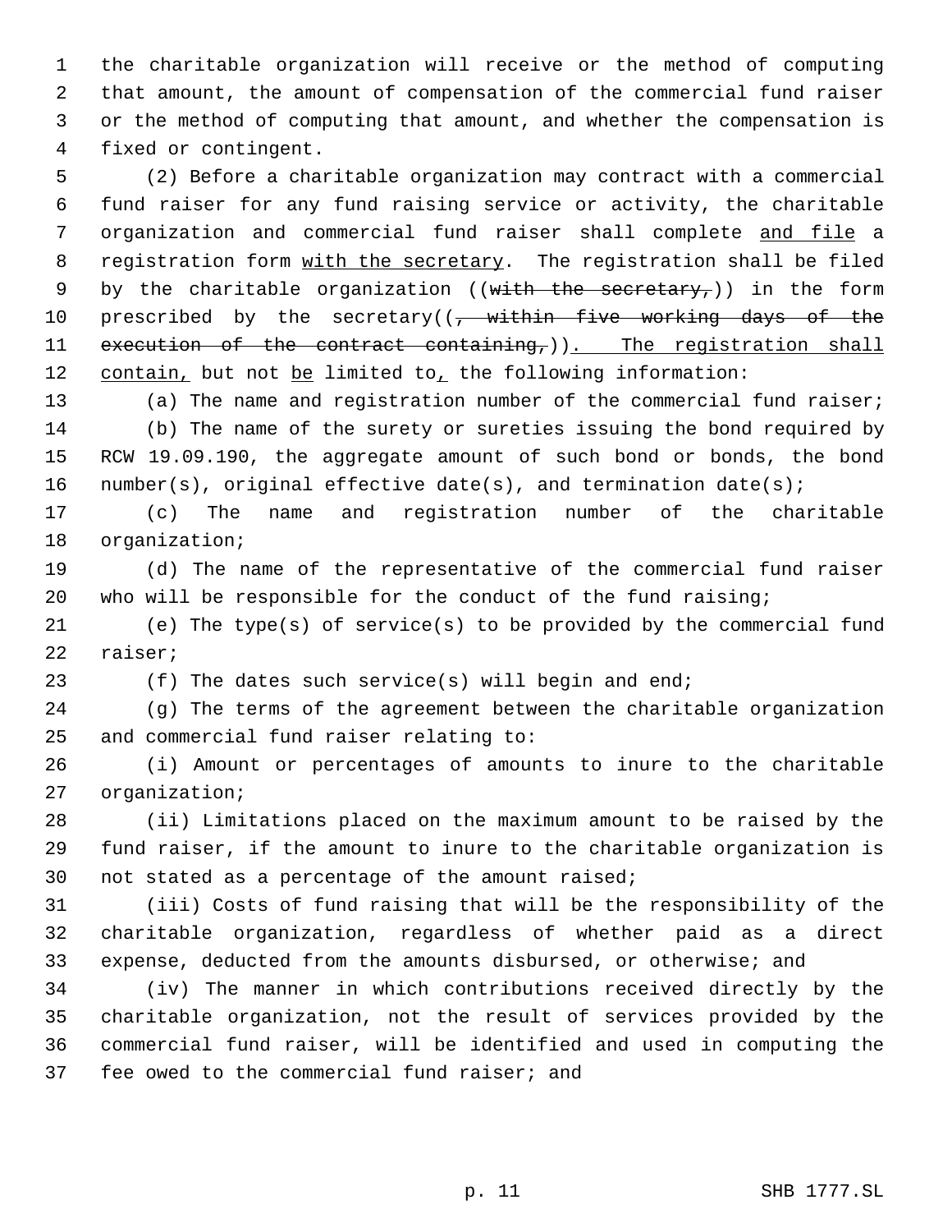the charitable organization will receive or the method of computing that amount, the amount of compensation of the commercial fund raiser or the method of computing that amount, and whether the compensation is fixed or contingent.

(2) Before a charitable organization may contract with a commercial fund raiser for any fund raising service or activity, the charitable organization and commercial fund raiser shall complete and file a registration form with the secretary. The registration shall be filed by the charitable organization ((~~with the secretary,~~)) in the form prescribed by the secretary((~~, within five working days of the execution of the contract containing,~~)). The registration shall contain, but not be limited to, the following information:

(a) The name and registration number of the commercial fund raiser;

(b) The name of the surety or sureties issuing the bond required by RCW 19.09.190, the aggregate amount of such bond or bonds, the bond number(s), original effective date(s), and termination date(s);

(c) The name and registration number of the charitable organization;

(d) The name of the representative of the commercial fund raiser who will be responsible for the conduct of the fund raising;

(e) The type(s) of service(s) to be provided by the commercial fund raiser;

(f) The dates such service(s) will begin and end;

(g) The terms of the agreement between the charitable organization and commercial fund raiser relating to:

(i) Amount or percentages of amounts to inure to the charitable organization;

(ii) Limitations placed on the maximum amount to be raised by the fund raiser, if the amount to inure to the charitable organization is not stated as a percentage of the amount raised;

(iii) Costs of fund raising that will be the responsibility of the charitable organization, regardless of whether paid as a direct expense, deducted from the amounts disbursed, or otherwise; and

(iv) The manner in which contributions received directly by the charitable organization, not the result of services provided by the commercial fund raiser, will be identified and used in computing the fee owed to the commercial fund raiser; and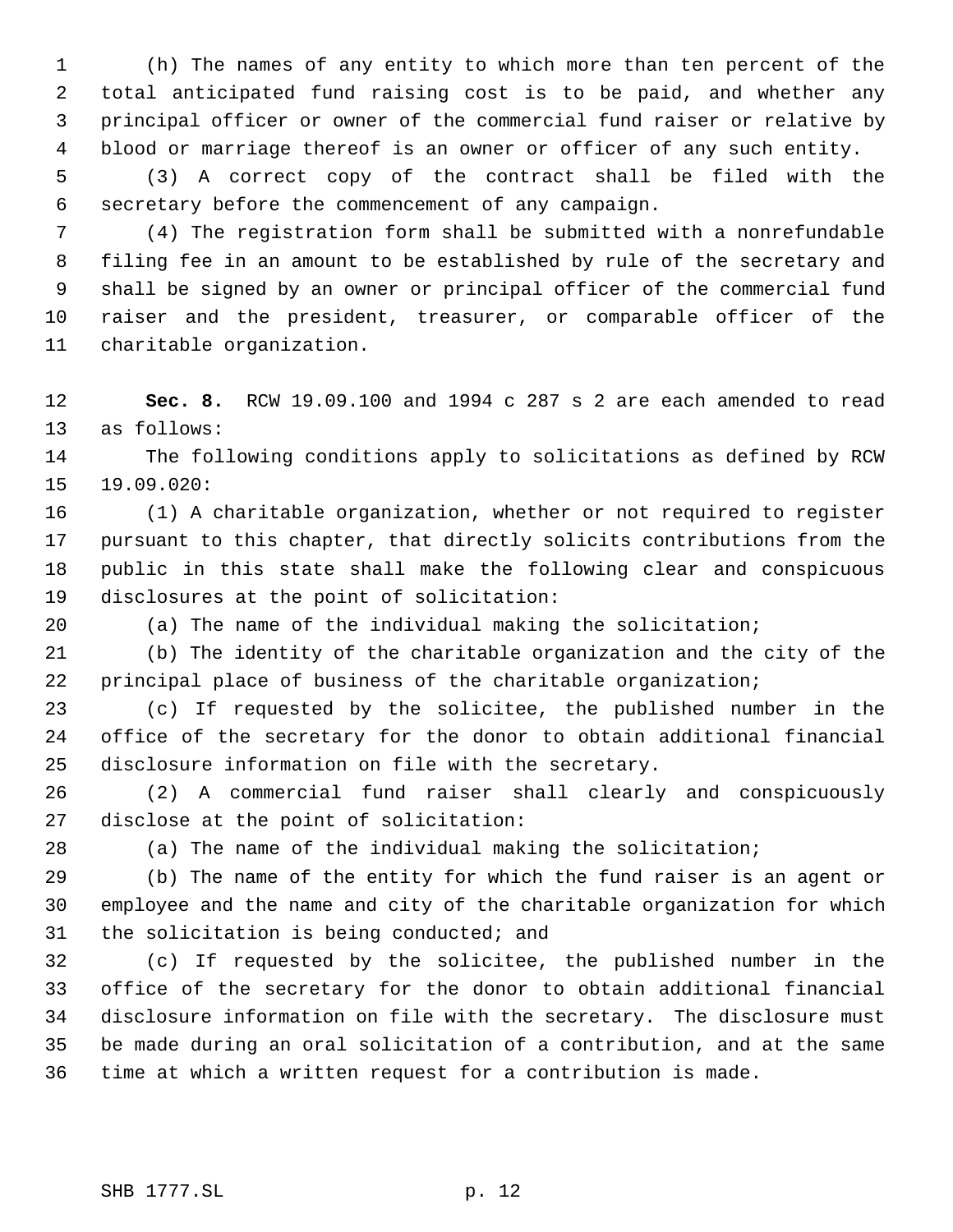(h) The names of any entity to which more than ten percent of the total anticipated fund raising cost is to be paid, and whether any principal officer or owner of the commercial fund raiser or relative by blood or marriage thereof is an owner or officer of any such entity.

(3) A correct copy of the contract shall be filed with the secretary before the commencement of any campaign.

(4) The registration form shall be submitted with a nonrefundable filing fee in an amount to be established by rule of the secretary and shall be signed by an owner or principal officer of the commercial fund raiser and the president, treasurer, or comparable officer of the charitable organization.

**Sec. 8.** RCW 19.09.100 and 1994 c 287 s 2 are each amended to read as follows:

The following conditions apply to solicitations as defined by RCW 19.09.020:

(1) A charitable organization, whether or not required to register pursuant to this chapter, that directly solicits contributions from the public in this state shall make the following clear and conspicuous disclosures at the point of solicitation:

(a) The name of the individual making the solicitation;

(b) The identity of the charitable organization and the city of the principal place of business of the charitable organization;

(c) If requested by the solicitee, the published number in the office of the secretary for the donor to obtain additional financial disclosure information on file with the secretary.

(2) A commercial fund raiser shall clearly and conspicuously disclose at the point of solicitation:

(a) The name of the individual making the solicitation;

(b) The name of the entity for which the fund raiser is an agent or employee and the name and city of the charitable organization for which the solicitation is being conducted; and

(c) If requested by the solicitee, the published number in the office of the secretary for the donor to obtain additional financial disclosure information on file with the secretary. The disclosure must be made during an oral solicitation of a contribution, and at the same time at which a written request for a contribution is made.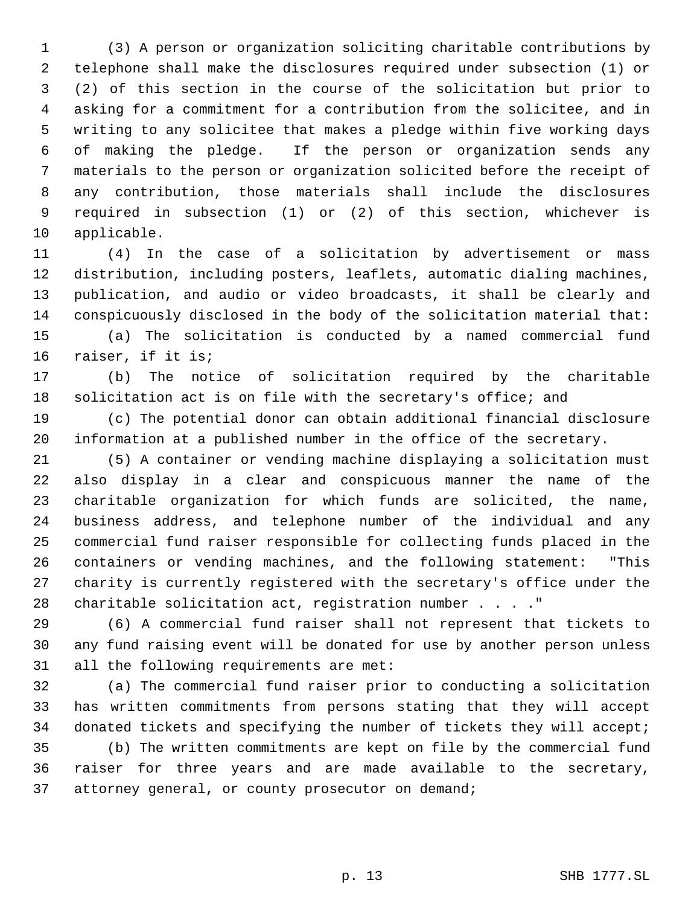(3) A person or organization soliciting charitable contributions by telephone shall make the disclosures required under subsection (1) or (2) of this section in the course of the solicitation but prior to asking for a commitment for a contribution from the solicitee, and in writing to any solicitee that makes a pledge within five working days of making the pledge. If the person or organization sends any materials to the person or organization solicited before the receipt of any contribution, those materials shall include the disclosures required in subsection (1) or (2) of this section, whichever is applicable.

(4) In the case of a solicitation by advertisement or mass distribution, including posters, leaflets, automatic dialing machines, publication, and audio or video broadcasts, it shall be clearly and conspicuously disclosed in the body of the solicitation material that:

(a) The solicitation is conducted by a named commercial fund raiser, if it is;

(b) The notice of solicitation required by the charitable solicitation act is on file with the secretary's office; and

(c) The potential donor can obtain additional financial disclosure information at a published number in the office of the secretary.

(5) A container or vending machine displaying a solicitation must also display in a clear and conspicuous manner the name of the charitable organization for which funds are solicited, the name, business address, and telephone number of the individual and any commercial fund raiser responsible for collecting funds placed in the containers or vending machines, and the following statement: "This charity is currently registered with the secretary's office under the charitable solicitation act, registration number . . . ."

(6) A commercial fund raiser shall not represent that tickets to any fund raising event will be donated for use by another person unless all the following requirements are met:

(a) The commercial fund raiser prior to conducting a solicitation has written commitments from persons stating that they will accept donated tickets and specifying the number of tickets they will accept;

(b) The written commitments are kept on file by the commercial fund raiser for three years and are made available to the secretary, attorney general, or county prosecutor on demand;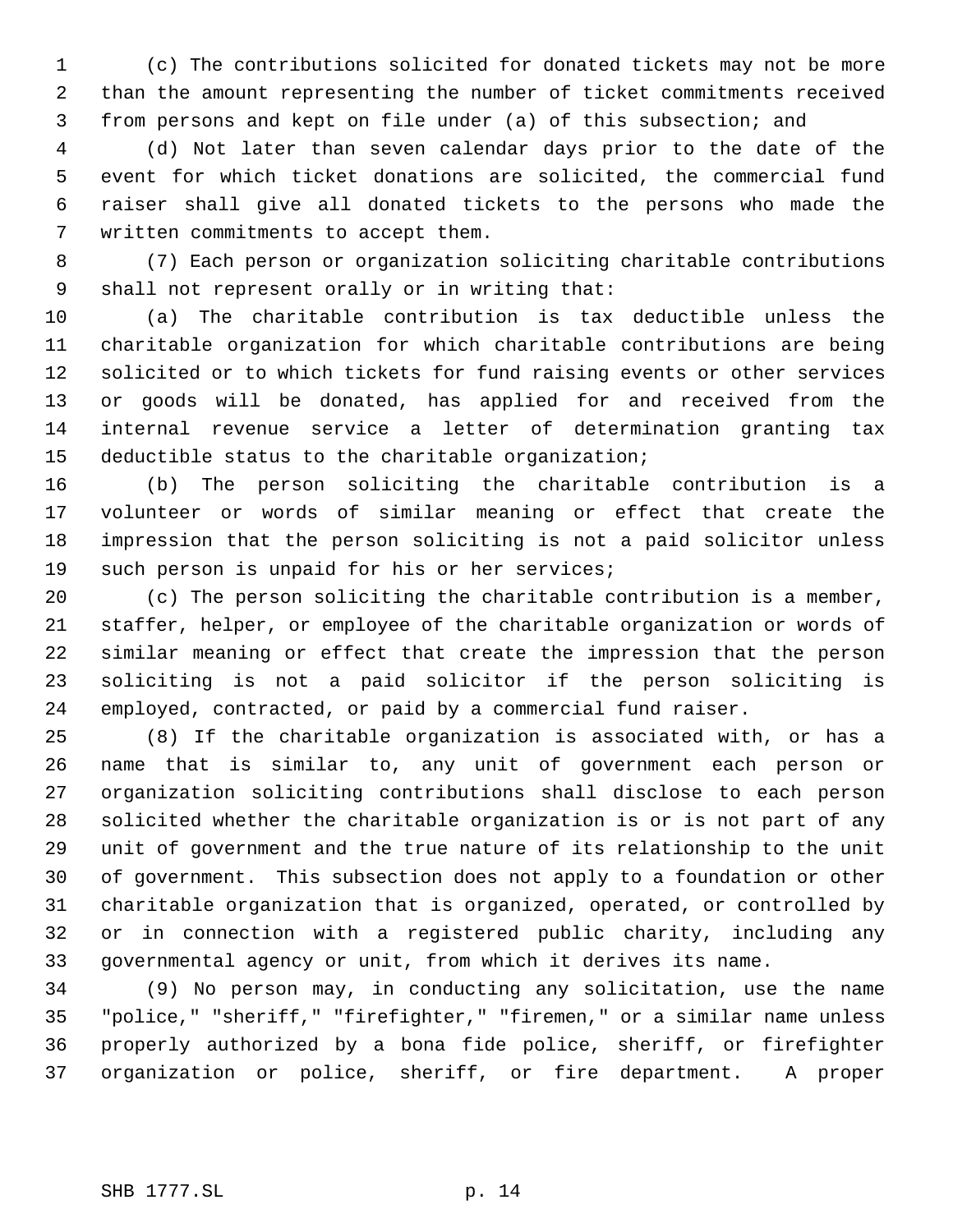(c) The contributions solicited for donated tickets may not be more than the amount representing the number of ticket commitments received from persons and kept on file under (a) of this subsection; and

(d) Not later than seven calendar days prior to the date of the event for which ticket donations are solicited, the commercial fund raiser shall give all donated tickets to the persons who made the written commitments to accept them.

(7) Each person or organization soliciting charitable contributions shall not represent orally or in writing that:

(a) The charitable contribution is tax deductible unless the charitable organization for which charitable contributions are being solicited or to which tickets for fund raising events or other services or goods will be donated, has applied for and received from the internal revenue service a letter of determination granting tax deductible status to the charitable organization;

(b) The person soliciting the charitable contribution is a volunteer or words of similar meaning or effect that create the impression that the person soliciting is not a paid solicitor unless such person is unpaid for his or her services;

(c) The person soliciting the charitable contribution is a member, staffer, helper, or employee of the charitable organization or words of similar meaning or effect that create the impression that the person soliciting is not a paid solicitor if the person soliciting is employed, contracted, or paid by a commercial fund raiser.

(8) If the charitable organization is associated with, or has a name that is similar to, any unit of government each person or organization soliciting contributions shall disclose to each person solicited whether the charitable organization is or is not part of any unit of government and the true nature of its relationship to the unit of government. This subsection does not apply to a foundation or other charitable organization that is organized, operated, or controlled by or in connection with a registered public charity, including any governmental agency or unit, from which it derives its name.

(9) No person may, in conducting any solicitation, use the name "police," "sheriff," "firefighter," "firemen," or a similar name unless properly authorized by a bona fide police, sheriff, or firefighter organization or police, sheriff, or fire department. A proper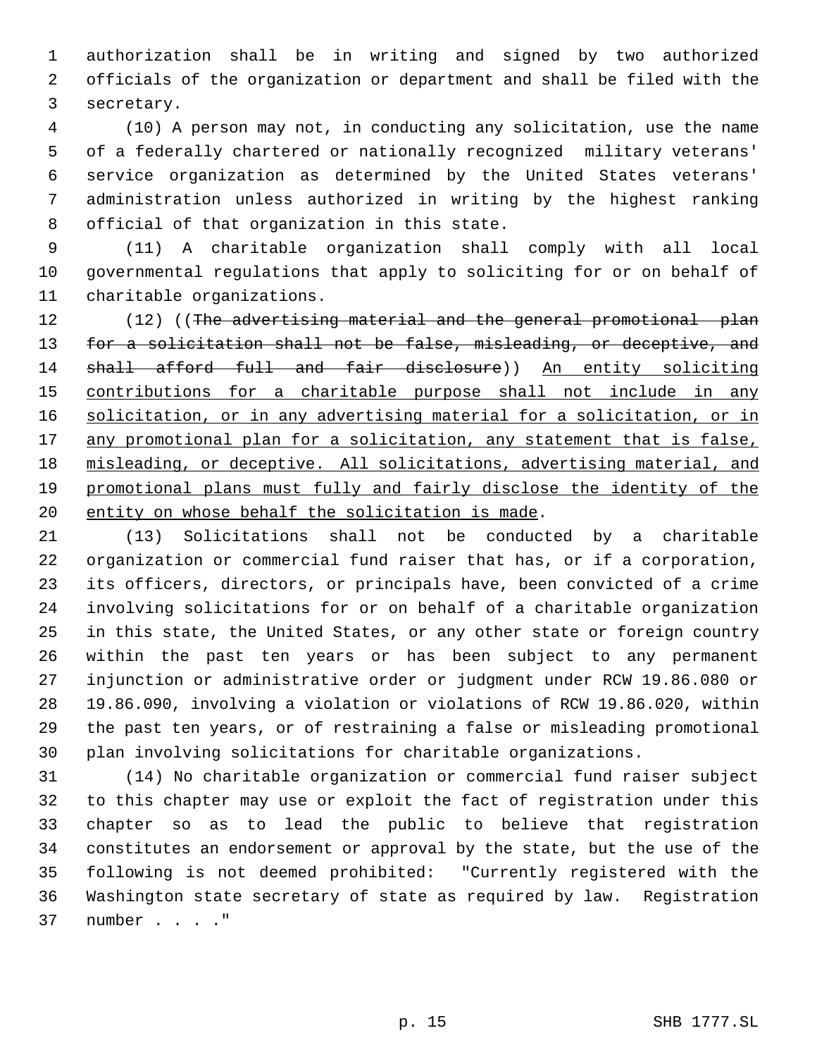authorization shall be in writing and signed by two authorized officials of the organization or department and shall be filed with the secretary.

(10) A person may not, in conducting any solicitation, use the name of a federally chartered or nationally recognized military veterans' service organization as determined by the United States veterans' administration unless authorized in writing by the highest ranking official of that organization in this state.

(11) A charitable organization shall comply with all local governmental regulations that apply to soliciting for or on behalf of charitable organizations.

(12) ((~~The advertising material and the general promotional plan for a solicitation shall not be false, misleading, or deceptive, and shall afford full and fair disclosure~~)) <u>An entity soliciting contributions for a charitable purpose shall not include in any solicitation, or in any advertising material for a solicitation, or in any promotional plan for a solicitation, any statement that is false, misleading, or deceptive. All solicitations, advertising material, and promotional plans must fully and fairly disclose the identity of the entity on whose behalf the solicitation is made</u>.

(13) Solicitations shall not be conducted by a charitable organization or commercial fund raiser that has, or if a corporation, its officers, directors, or principals have, been convicted of a crime involving solicitations for or on behalf of a charitable organization in this state, the United States, or any other state or foreign country within the past ten years or has been subject to any permanent injunction or administrative order or judgment under RCW 19.86.080 or 19.86.090, involving a violation or violations of RCW 19.86.020, within the past ten years, or of restraining a false or misleading promotional plan involving solicitations for charitable organizations.

(14) No charitable organization or commercial fund raiser subject to this chapter may use or exploit the fact of registration under this chapter so as to lead the public to believe that registration constitutes an endorsement or approval by the state, but the use of the following is not deemed prohibited: "Currently registered with the Washington state secretary of state as required by law. Registration number . . . ."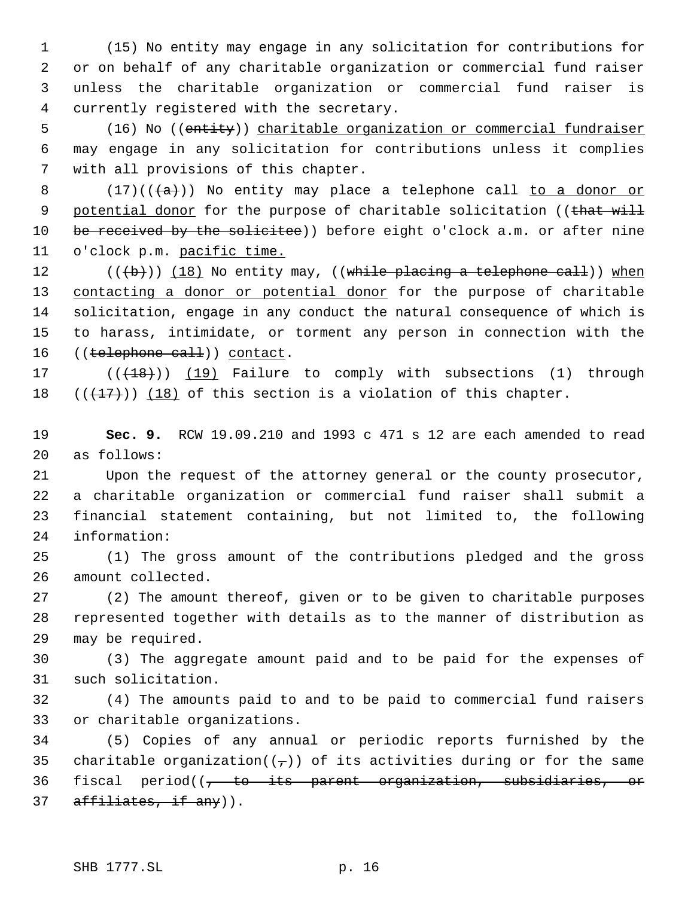(15) No entity may engage in any solicitation for contributions for or on behalf of any charitable organization or commercial fund raiser unless the charitable organization or commercial fund raiser is currently registered with the secretary.

(16) No ((~~entity~~)) <u>charitable organization or commercial fundraiser</u> may engage in any solicitation for contributions unless it complies with all provisions of this chapter.

(17)((~~(a)~~)) No entity may place a telephone call <u>to a donor or potential donor</u> for the purpose of charitable solicitation ((~~that will be received by the solicitee~~)) before eight o'clock a.m. or after nine o'clock p.m. <u>pacific time.</u>

((~~(b)~~)) <u>(18)</u> No entity may, ((~~while placing a telephone call~~)) <u>when contacting a donor or potential donor</u> for the purpose of charitable solicitation, engage in any conduct the natural consequence of which is to harass, intimidate, or torment any person in connection with the ((~~telephone call~~)) <u>contact</u>.

((~~(18)~~)) <u>(19)</u> Failure to comply with subsections (1) through ((~~(17)~~)) <u>(18)</u> of this section is a violation of this chapter.

**Sec. 9.** RCW 19.09.210 and 1993 c 471 s 12 are each amended to read as follows:

Upon the request of the attorney general or the county prosecutor, a charitable organization or commercial fund raiser shall submit a financial statement containing, but not limited to, the following information:

(1) The gross amount of the contributions pledged and the gross amount collected.

(2) The amount thereof, given or to be given to charitable purposes represented together with details as to the manner of distribution as may be required.

(3) The aggregate amount paid and to be paid for the expenses of such solicitation.

(4) The amounts paid to and to be paid to commercial fund raisers or charitable organizations.

(5) Copies of any annual or periodic reports furnished by the charitable organization((~~,~~)) of its activities during or for the same fiscal period((~~, to its parent organization, subsidiaries, or affiliates, if any~~)).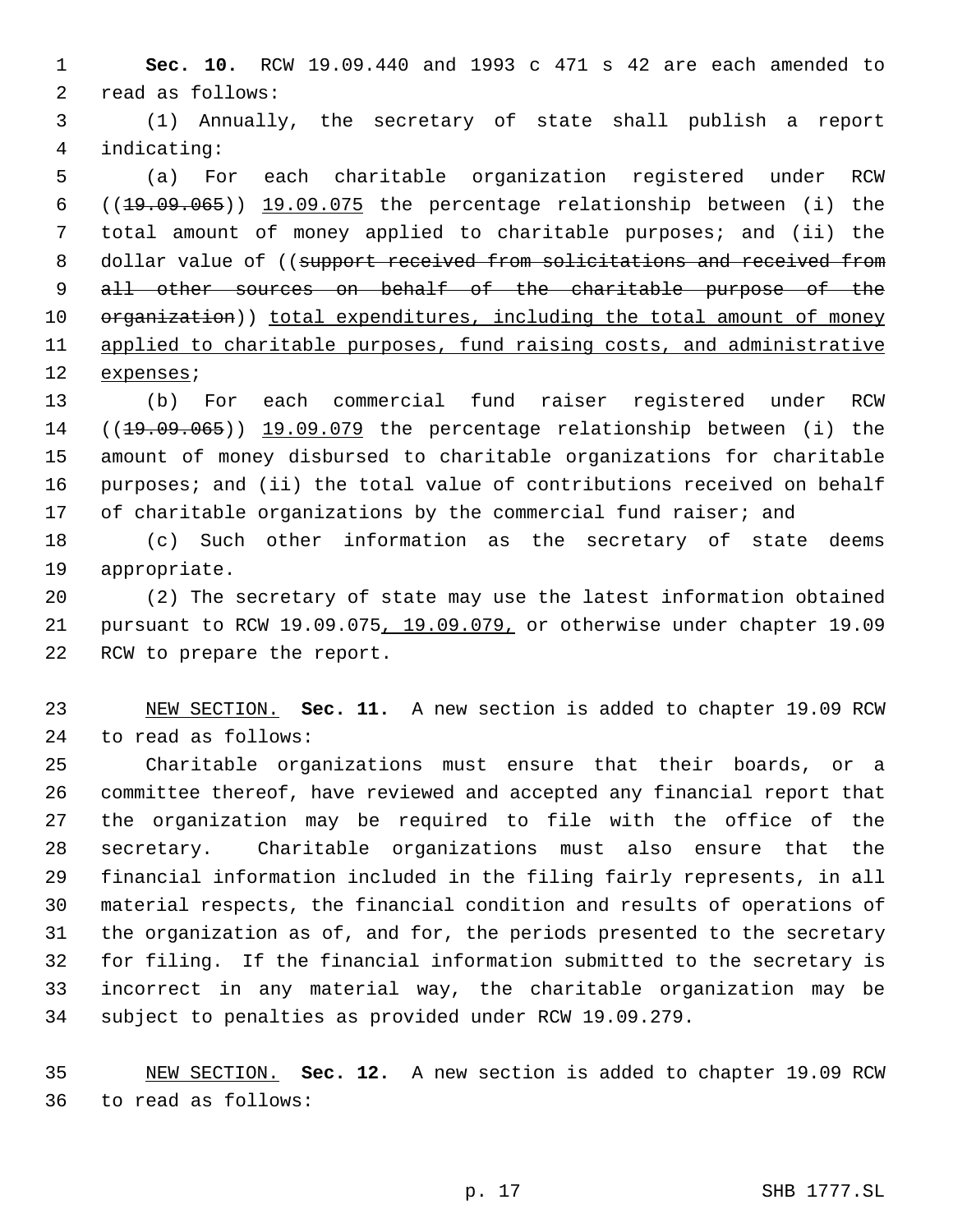**Sec. 10.** RCW 19.09.440 and 1993 c 471 s 42 are each amended to read as follows:

(1) Annually, the secretary of state shall publish a report indicating:

(a) For each charitable organization registered under RCW ((~~19.09.065~~)) <u>19.09.075</u> the percentage relationship between (i) the total amount of money applied to charitable purposes; and (ii) the dollar value of ((~~support received from solicitations and received from all other sources on behalf of the charitable purpose of the organization~~)) <u>total expenditures, including the total amount of money applied to charitable purposes, fund raising costs, and administrative expenses</u>;

(b) For each commercial fund raiser registered under RCW ((~~19.09.065~~)) <u>19.09.079</u> the percentage relationship between (i) the amount of money disbursed to charitable organizations for charitable purposes; and (ii) the total value of contributions received on behalf of charitable organizations by the commercial fund raiser; and

(c) Such other information as the secretary of state deems appropriate.

(2) The secretary of state may use the latest information obtained pursuant to RCW 19.09.075<u>, 19.09.079,</u> or otherwise under chapter 19.09 RCW to prepare the report.

<u>NEW SECTION.</u> **Sec. 11.** A new section is added to chapter 19.09 RCW to read as follows:

Charitable organizations must ensure that their boards, or a committee thereof, have reviewed and accepted any financial report that the organization may be required to file with the office of the secretary. Charitable organizations must also ensure that the financial information included in the filing fairly represents, in all material respects, the financial condition and results of operations of the organization as of, and for, the periods presented to the secretary for filing. If the financial information submitted to the secretary is incorrect in any material way, the charitable organization may be subject to penalties as provided under RCW 19.09.279.

<u>NEW SECTION.</u> **Sec. 12.** A new section is added to chapter 19.09 RCW to read as follows: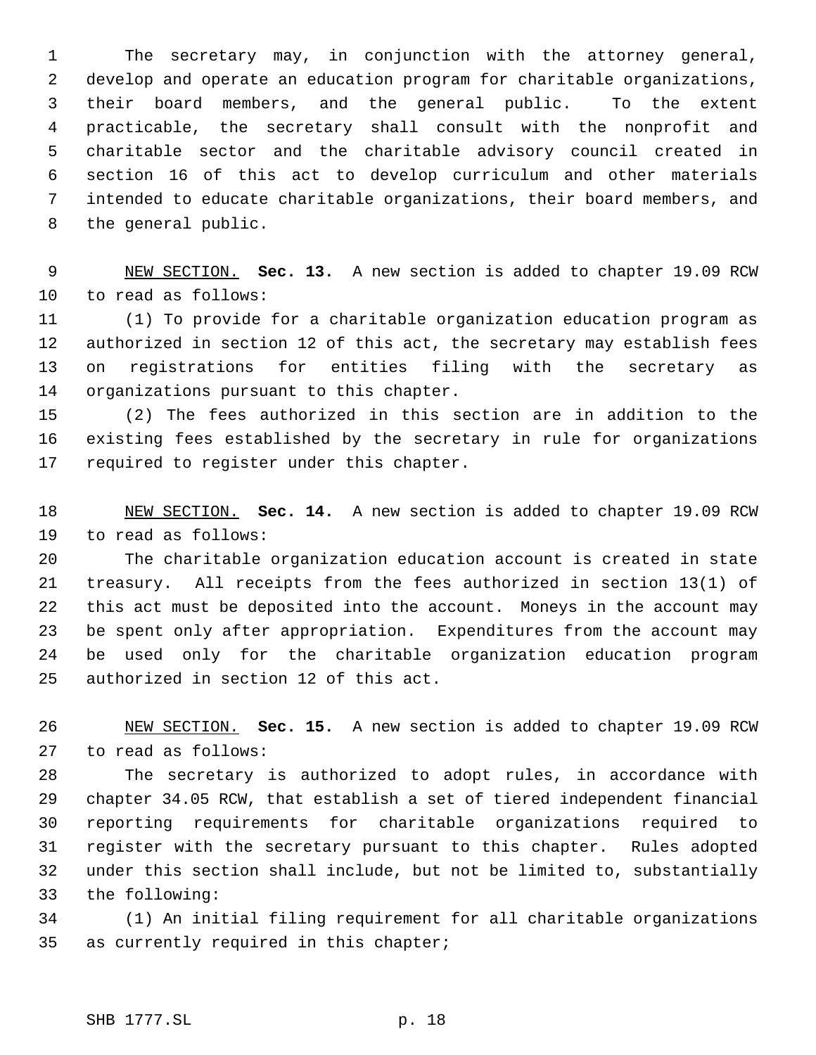The secretary may, in conjunction with the attorney general, develop and operate an education program for charitable organizations, their board members, and the general public. To the extent practicable, the secretary shall consult with the nonprofit and charitable sector and the charitable advisory council created in section 16 of this act to develop curriculum and other materials intended to educate charitable organizations, their board members, and the general public.

NEW SECTION. **Sec. 13.** A new section is added to chapter 19.09 RCW to read as follows:

(1) To provide for a charitable organization education program as authorized in section 12 of this act, the secretary may establish fees on registrations for entities filing with the secretary as organizations pursuant to this chapter.

(2) The fees authorized in this section are in addition to the existing fees established by the secretary in rule for organizations required to register under this chapter.

NEW SECTION. **Sec. 14.** A new section is added to chapter 19.09 RCW to read as follows:

The charitable organization education account is created in state treasury. All receipts from the fees authorized in section 13(1) of this act must be deposited into the account. Moneys in the account may be spent only after appropriation. Expenditures from the account may be used only for the charitable organization education program authorized in section 12 of this act.

NEW SECTION. **Sec. 15.** A new section is added to chapter 19.09 RCW to read as follows:

The secretary is authorized to adopt rules, in accordance with chapter 34.05 RCW, that establish a set of tiered independent financial reporting requirements for charitable organizations required to register with the secretary pursuant to this chapter. Rules adopted under this section shall include, but not be limited to, substantially the following:

(1) An initial filing requirement for all charitable organizations as currently required in this chapter;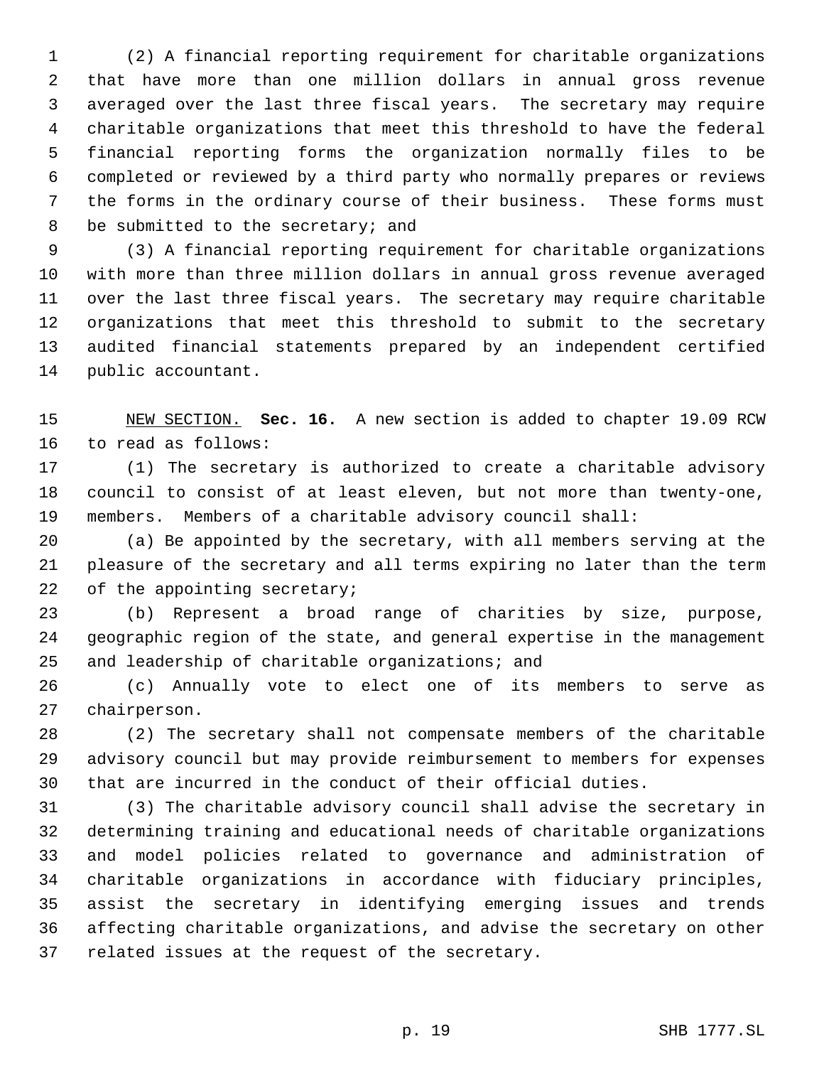(2) A financial reporting requirement for charitable organizations that have more than one million dollars in annual gross revenue averaged over the last three fiscal years. The secretary may require charitable organizations that meet this threshold to have the federal financial reporting forms the organization normally files to be completed or reviewed by a third party who normally prepares or reviews the forms in the ordinary course of their business. These forms must be submitted to the secretary; and

(3) A financial reporting requirement for charitable organizations with more than three million dollars in annual gross revenue averaged over the last three fiscal years. The secretary may require charitable organizations that meet this threshold to submit to the secretary audited financial statements prepared by an independent certified public accountant.

NEW SECTION. **Sec. 16.** A new section is added to chapter 19.09 RCW to read as follows:

(1) The secretary is authorized to create a charitable advisory council to consist of at least eleven, but not more than twenty-one, members. Members of a charitable advisory council shall:

(a) Be appointed by the secretary, with all members serving at the pleasure of the secretary and all terms expiring no later than the term of the appointing secretary;

(b) Represent a broad range of charities by size, purpose, geographic region of the state, and general expertise in the management and leadership of charitable organizations; and

(c) Annually vote to elect one of its members to serve as chairperson.

(2) The secretary shall not compensate members of the charitable advisory council but may provide reimbursement to members for expenses that are incurred in the conduct of their official duties.

(3) The charitable advisory council shall advise the secretary in determining training and educational needs of charitable organizations and model policies related to governance and administration of charitable organizations in accordance with fiduciary principles, assist the secretary in identifying emerging issues and trends affecting charitable organizations, and advise the secretary on other related issues at the request of the secretary.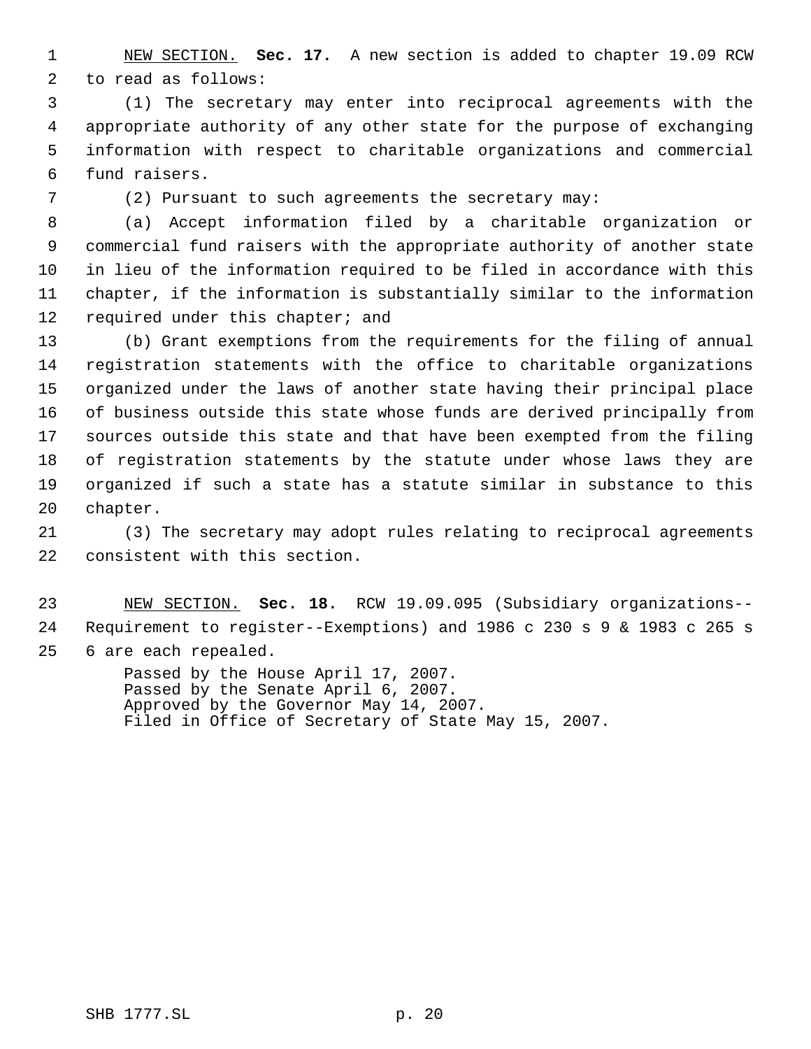NEW SECTION. **Sec. 17.** A new section is added to chapter 19.09 RCW to read as follows:

(1) The secretary may enter into reciprocal agreements with the appropriate authority of any other state for the purpose of exchanging information with respect to charitable organizations and commercial fund raisers.

(2) Pursuant to such agreements the secretary may:

(a) Accept information filed by a charitable organization or commercial fund raisers with the appropriate authority of another state in lieu of the information required to be filed in accordance with this chapter, if the information is substantially similar to the information required under this chapter; and

(b) Grant exemptions from the requirements for the filing of annual registration statements with the office to charitable organizations organized under the laws of another state having their principal place of business outside this state whose funds are derived principally from sources outside this state and that have been exempted from the filing of registration statements by the statute under whose laws they are organized if such a state has a statute similar in substance to this chapter.

(3) The secretary may adopt rules relating to reciprocal agreements consistent with this section.

NEW SECTION. **Sec. 18.** RCW 19.09.095 (Subsidiary organizations--Requirement to register--Exemptions) and 1986 c 230 s 9 & 1983 c 265 s 6 are each repealed.

Passed by the House April 17, 2007.
Passed by the Senate April 6, 2007.
Approved by the Governor May 14, 2007.
Filed in Office of Secretary of State May 15, 2007.